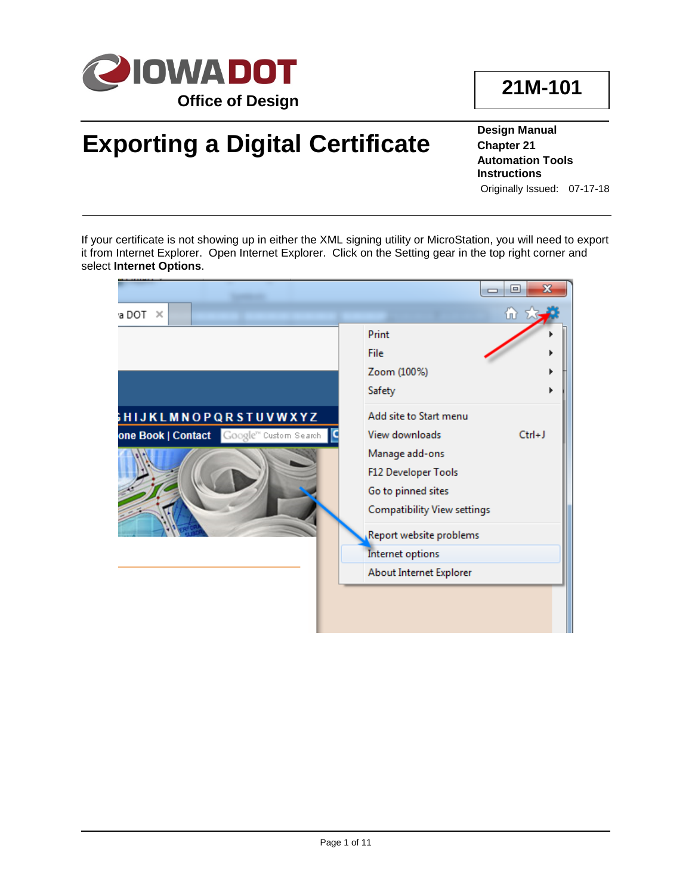**IOWA DOT**

Office of Design

**21M-101**

# Exporting a Digital Certificate

**Design Manual**
**Chapter 21**
**Automation Tools Instructions**

Originally Issued: 07-17-18

If your certificate is not showing up in either the XML signing utility or MicroStation, you will need to export it from Internet Explorer. Open Internet Explorer. Click on the Setting gear in the top right corner and select **Internet Options**.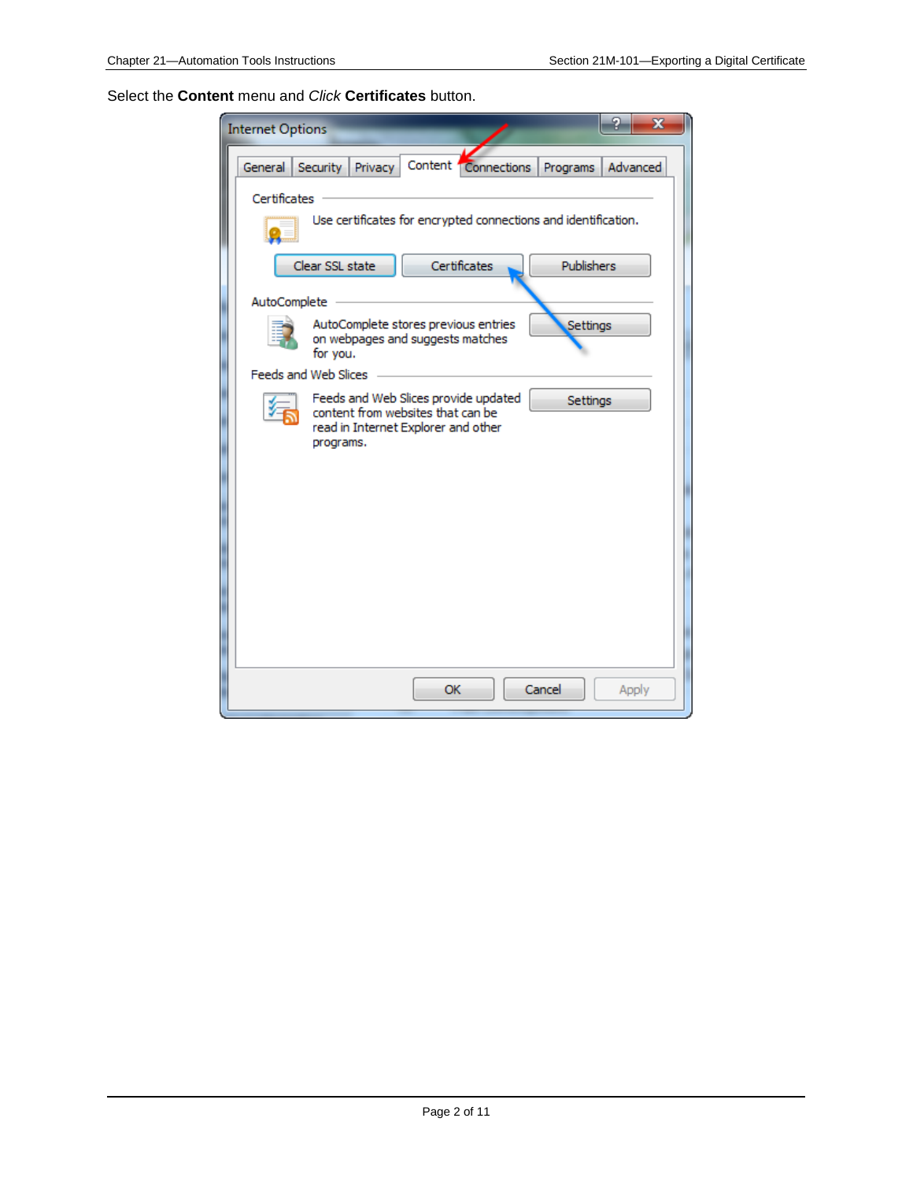Select the **Content** menu and *Click* **Certificates** button.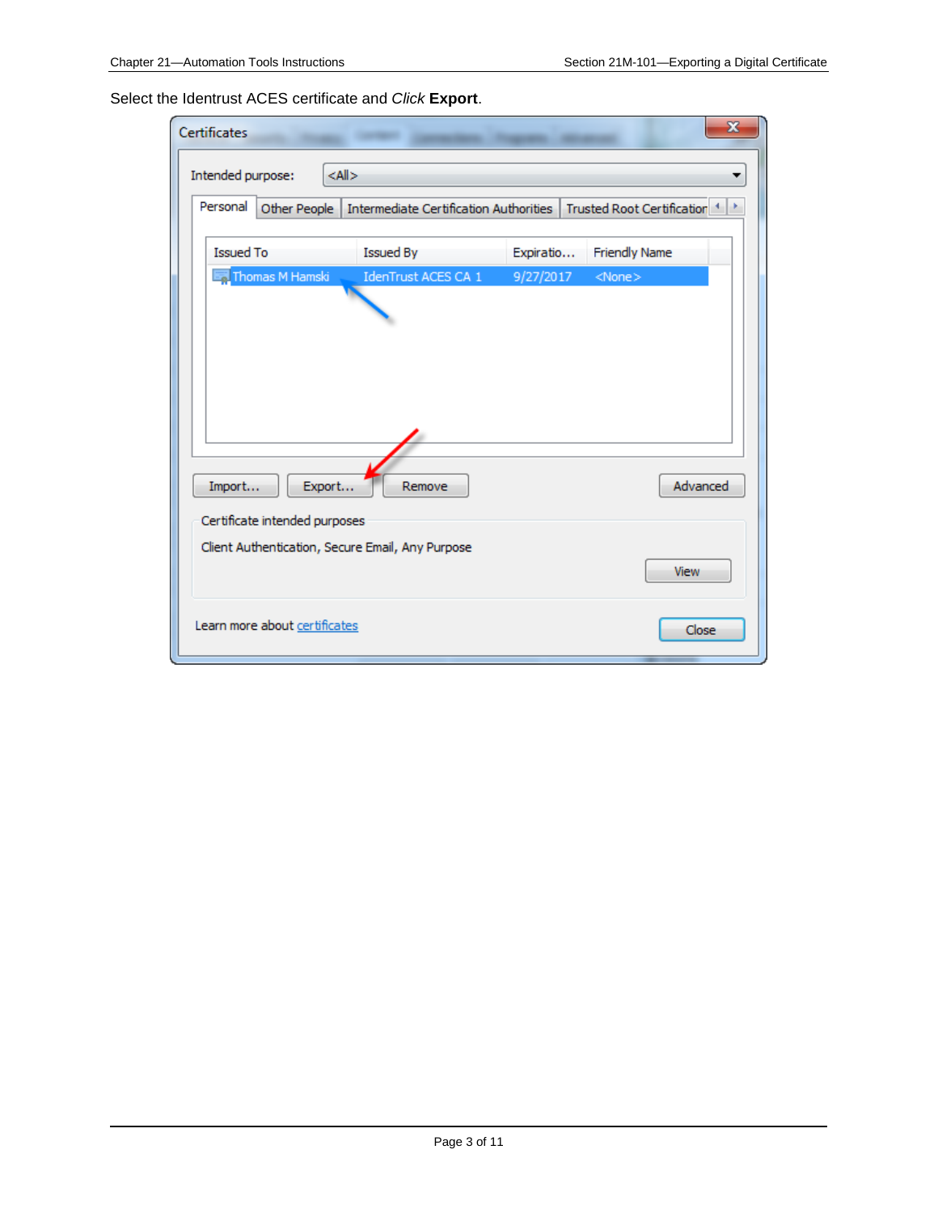Select the Identrust ACES certificate and *Click* **Export**.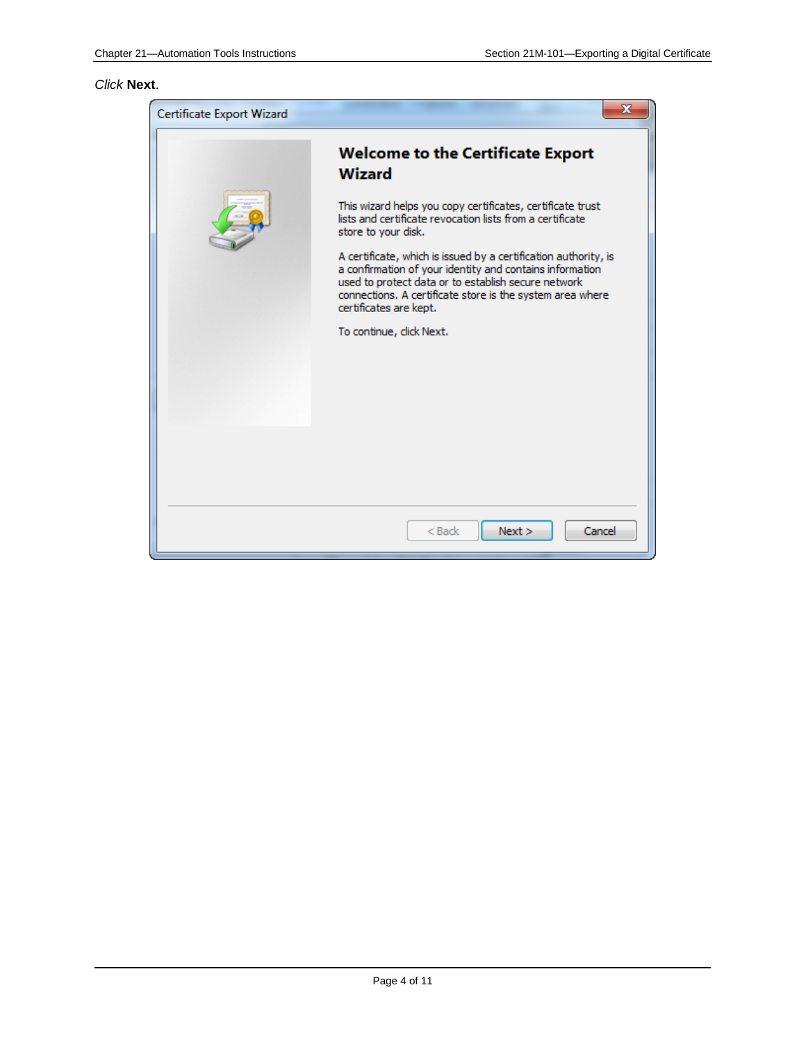*Click* **Next**.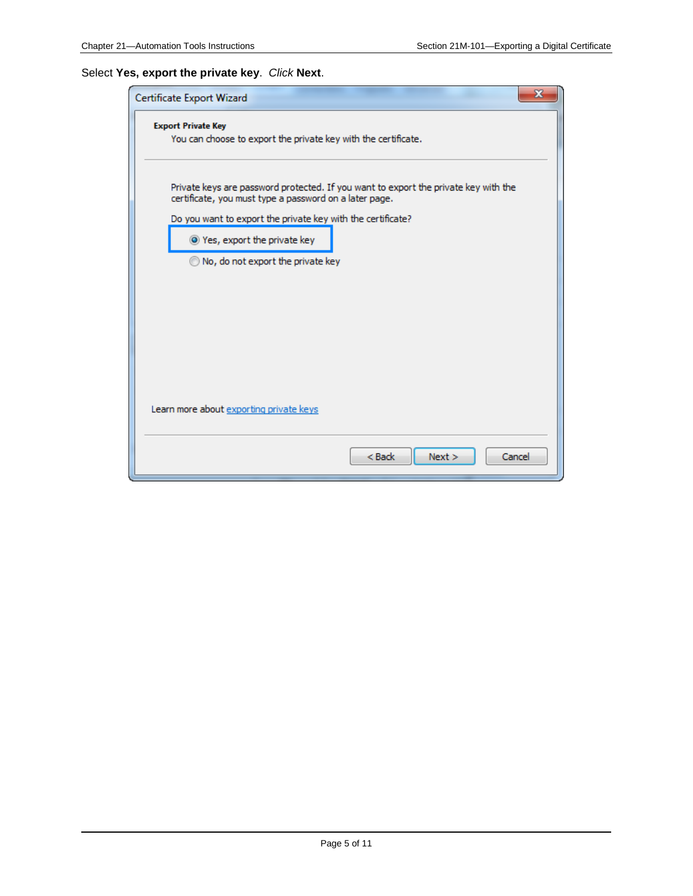Select **Yes, export the private key**. *Click* **Next**.

Certificate Export Wizard

**Export Private Key**

You can choose to export the private key with the certificate.

Private keys are password protected. If you want to export the private key with the certificate, you must type a password on a later page.

Do you want to export the private key with the certificate?

- (•) Yes, export the private key
- ( ) No, do not export the private key

Learn more about exporting private keys

< Back | Next > | Cancel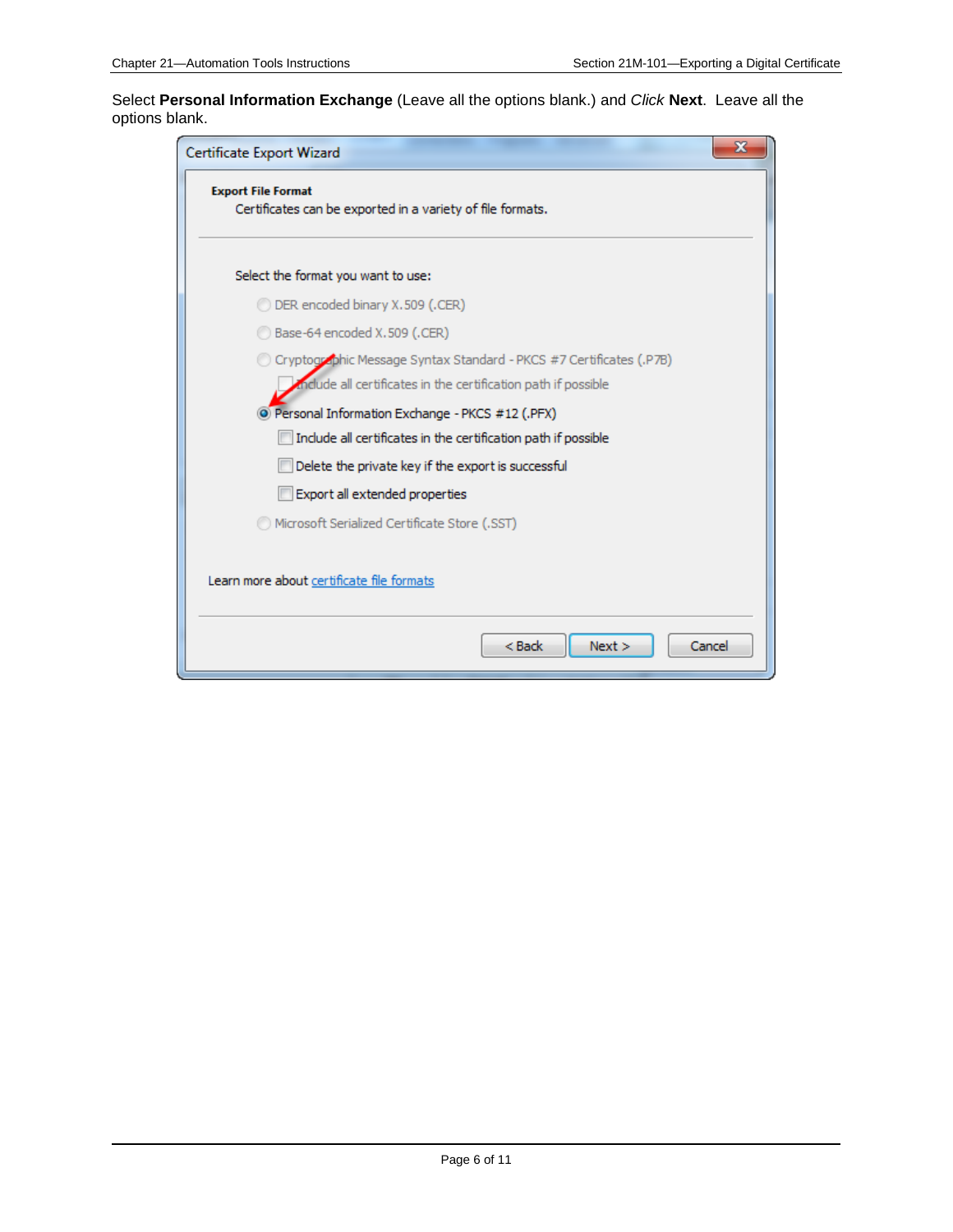Select **Personal Information Exchange** (Leave all the options blank.) and *Click* **Next**. Leave all the options blank.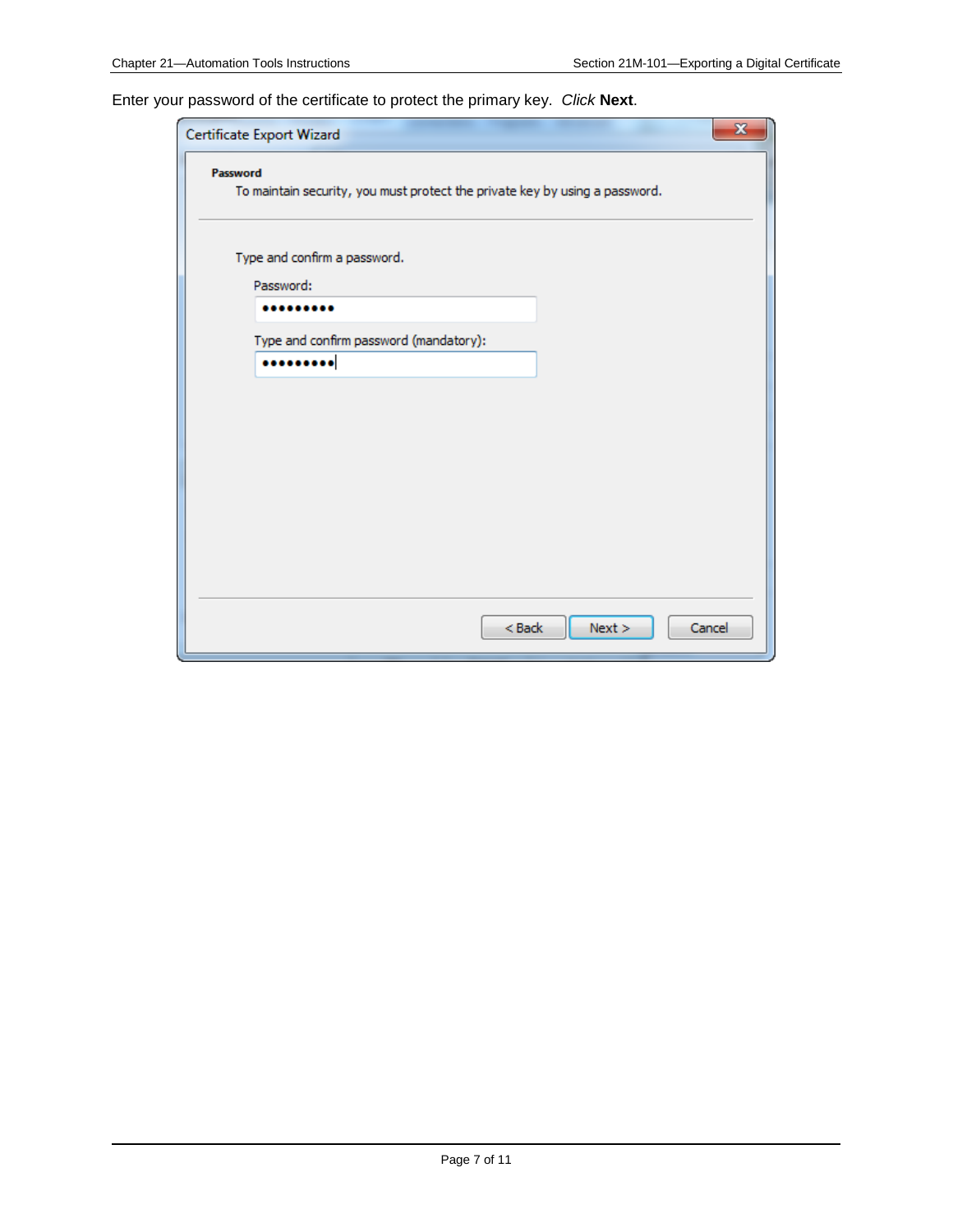Enter your password of the certificate to protect the primary key. *Click* **Next**.

Certificate Export Wizard

**Password**

To maintain security, you must protect the private key by using a password.

Type and confirm a password.

Password:

•••••••••

Type and confirm password (mandatory):

•••••••••

< Back | Next > | Cancel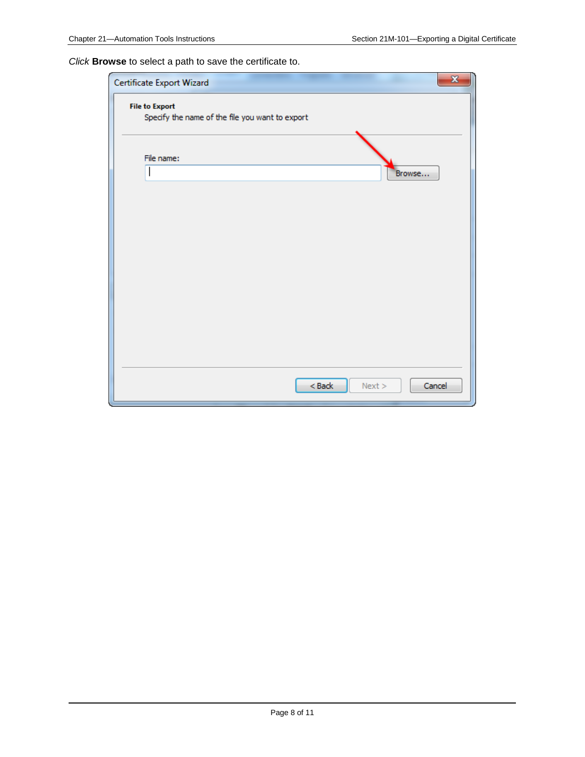*Click* **Browse** to select a path to save the certificate to.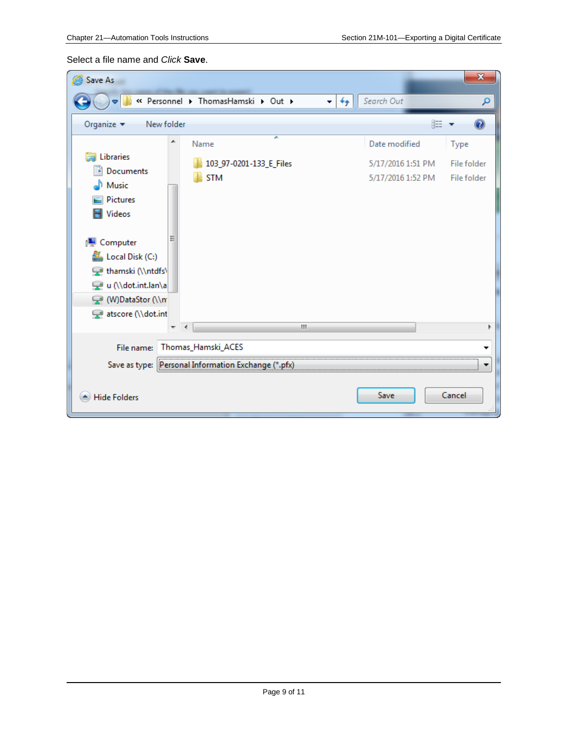Select a file name and *Click* **Save**.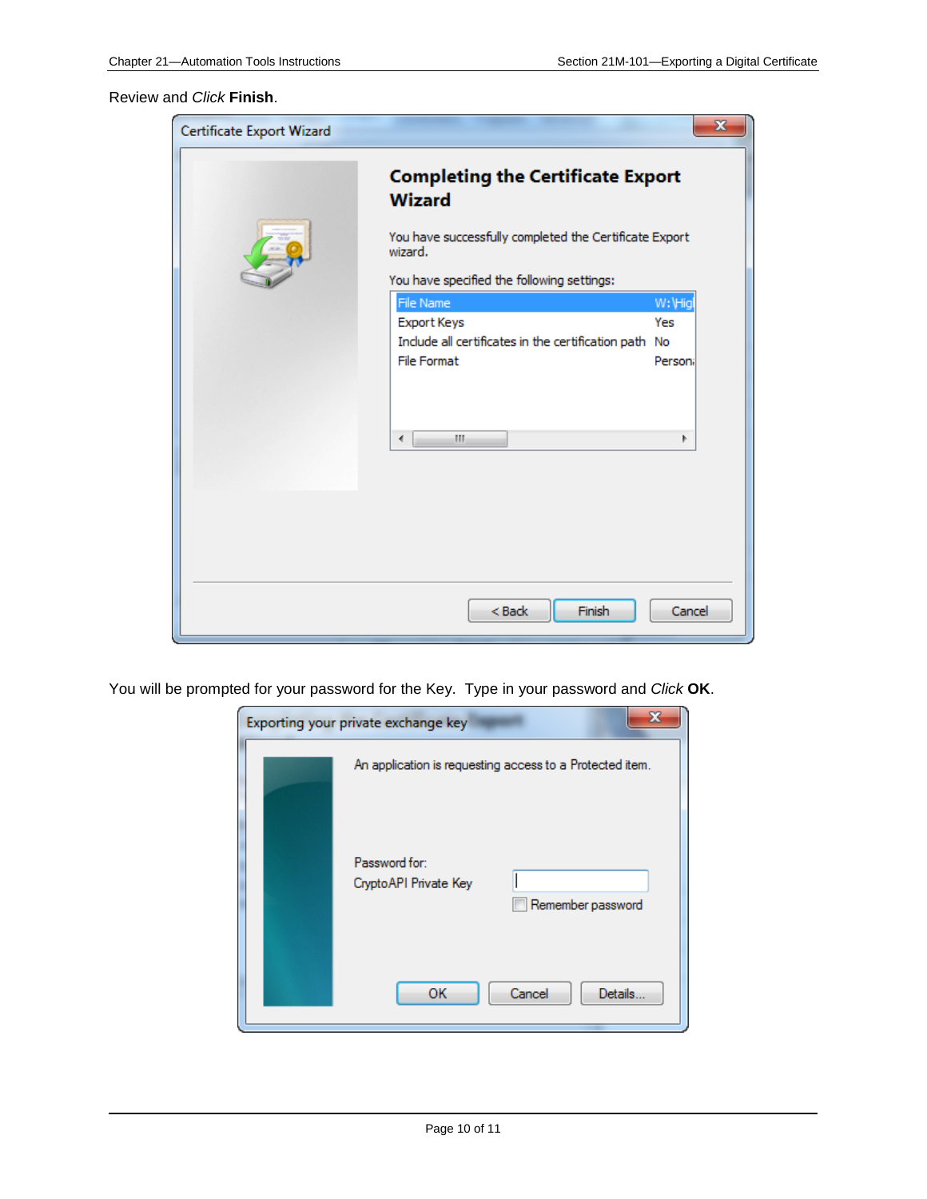Review and *Click* **Finish**.

You will be prompted for your password for the Key. Type in your password and *Click* **OK**.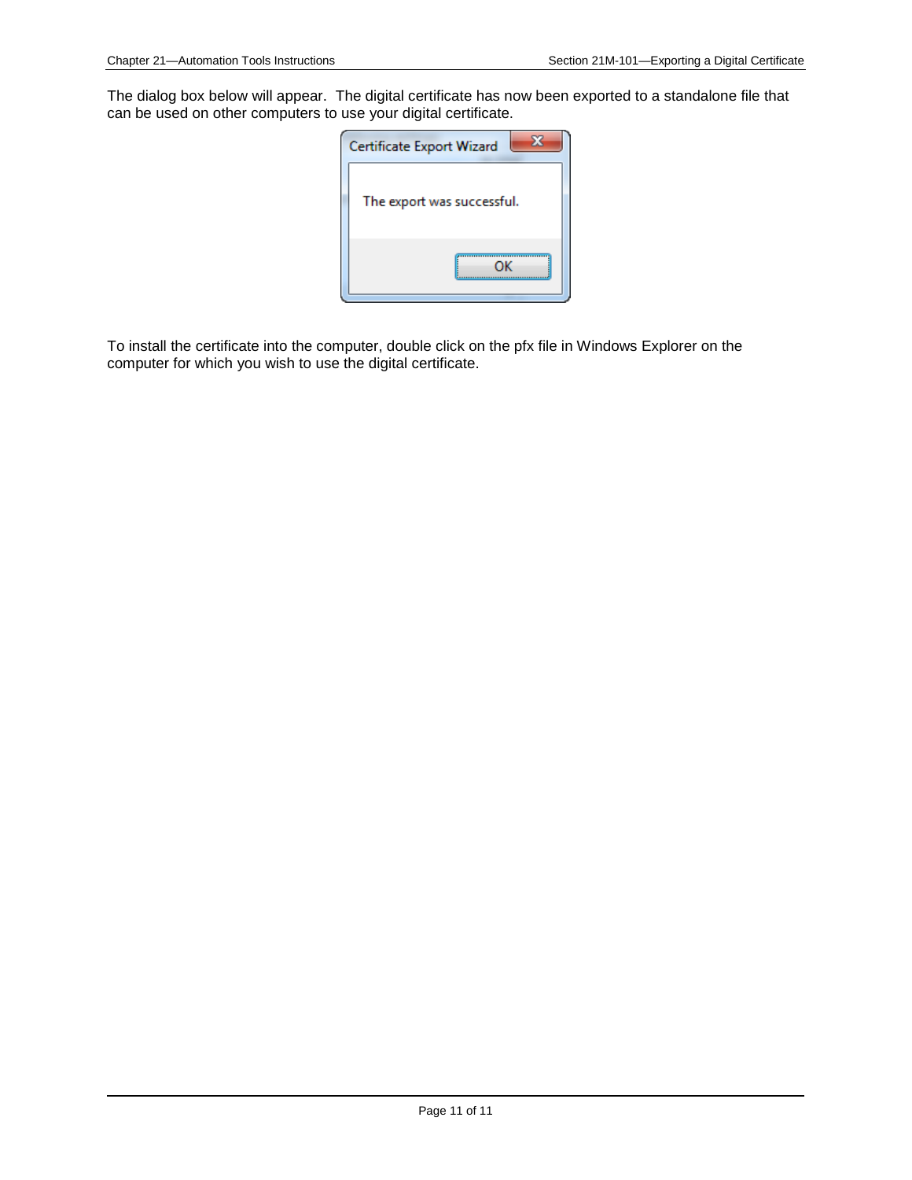The dialog box below will appear.  The digital certificate has now been exported to a standalone file that can be used on other computers to use your digital certificate.

To install the certificate into the computer, double click on the pfx file in Windows Explorer on the computer for which you wish to use the digital certificate.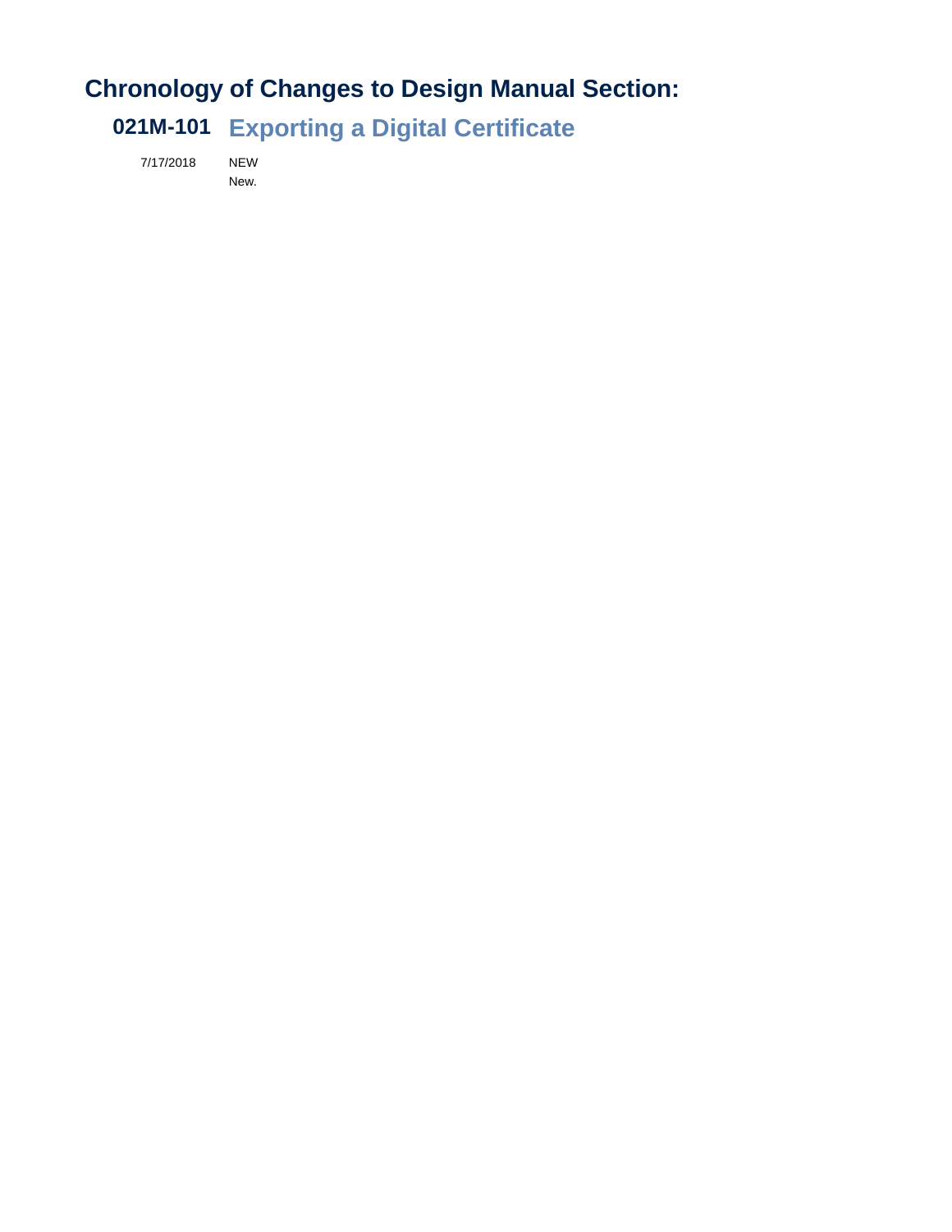# Chronology of Changes to Design Manual Section:

## 021M-101 Exporting a Digital Certificate

| | |
|---|---|
| 7/17/2018 | NEW<br>New. |